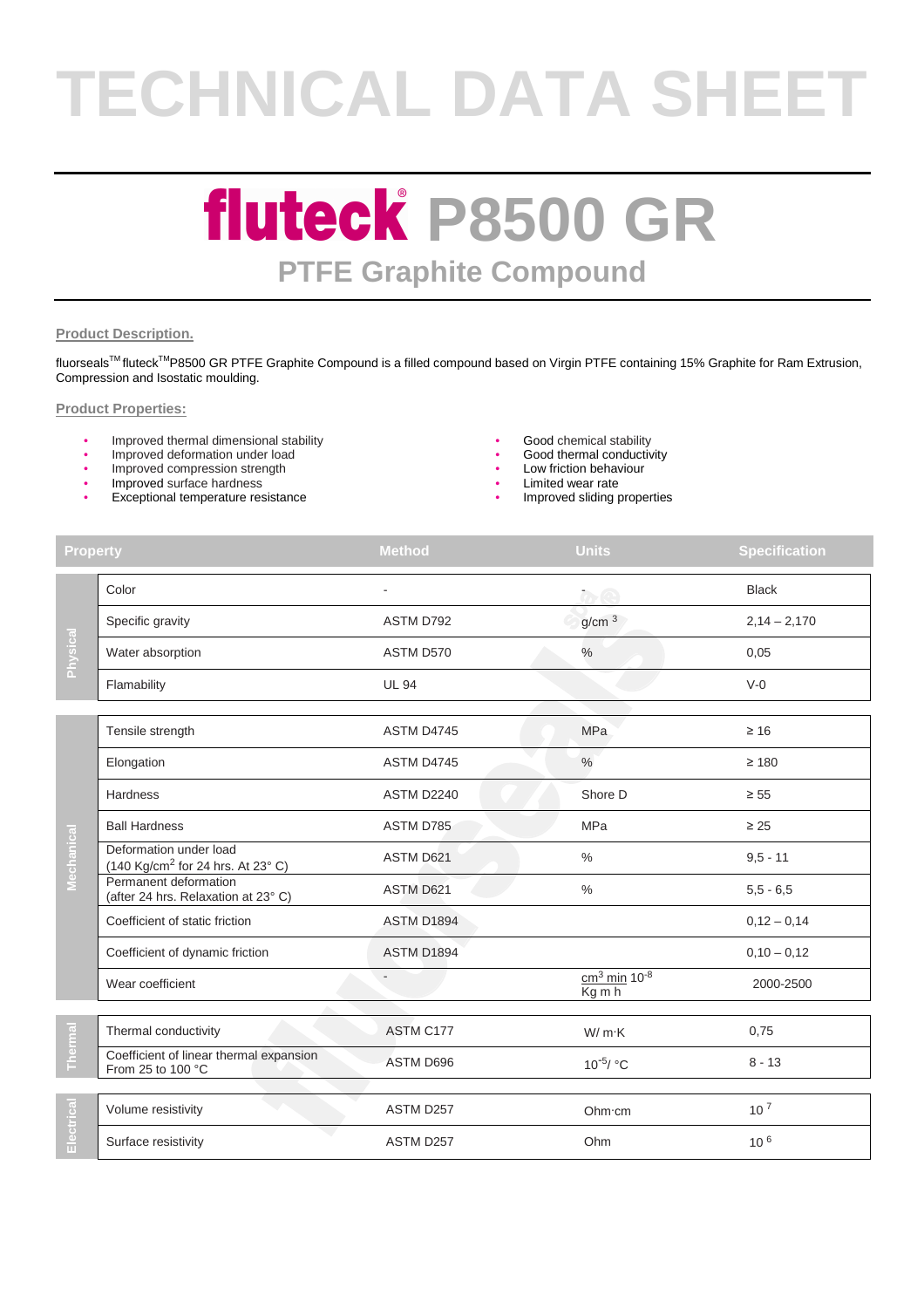# TECHNICAL DATA SHEET

## fluteck® P8500 GR

### PTFE Graphite Compound

**Product Description.**

fluorseals™ fluteck™ P8500 GR PTFE Graphite Compound is a filled compound based on Virgin PTFE containing 15% Graphite for Ram Extrusion, Compression and Isostatic moulding.

**Product Properties:**

- Improved thermal dimensional stability
- Improved deformation under load
- Improved compression strength
- Improved surface hardness
- Exceptional temperature resistance
- Good chemical stability
- Good thermal conductivity
- Low friction behaviour
- Limited wear rate
- Improved sliding properties

| | Property | Method | Units | Specification |
|---|---|---|---|---|
| Physical | Color | - | - | Black |
| | Specific gravity | ASTM D792 | $g/cm^3$ | 2,14 – 2,170 |
| | Water absorption | ASTM D570 | % | 0,05 |
| | Flamability | UL 94 | | V-0 |
| Mechanical | Tensile strength | ASTM D4745 | MPa | ≥ 16 |
| | Elongation | ASTM D4745 | % | ≥ 180 |
| | Hardness | ASTM D2240 | Shore D | ≥ 55 |
| | Ball Hardness | ASTM D785 | MPa | ≥ 25 |
| | Deformation under load (140 $Kg/cm^2$ for 24 hrs. At 23° C) | ASTM D621 | % | 9,5 - 11 |
| | Permanent deformation (after 24 hrs. Relaxation at 23° C) | ASTM D621 | % | 5,5 - 6,5 |
| | Coefficient of static friction | ASTM D1894 | | 0,12 – 0,14 |
| | Coefficient of dynamic friction | ASTM D1894 | | 0,10 – 0,12 |
| | Wear coefficient | - | $\frac{cm^3\ min}{Kg\ m\ h}\ 10^{-8}$ | 2000-2500 |
| Thermal | Thermal conductivity | ASTM C177 | W/ m·K | 0,75 |
| | Coefficient of linear thermal expansion From 25 to 100 °C | ASTM D696 | $10^{-5}$/ °C | 8 - 13 |
| Electrical | Volume resistivity | ASTM D257 | Ohm·cm | $10^7$ |
| | Surface resistivity | ASTM D257 | Ohm | $10^6$ |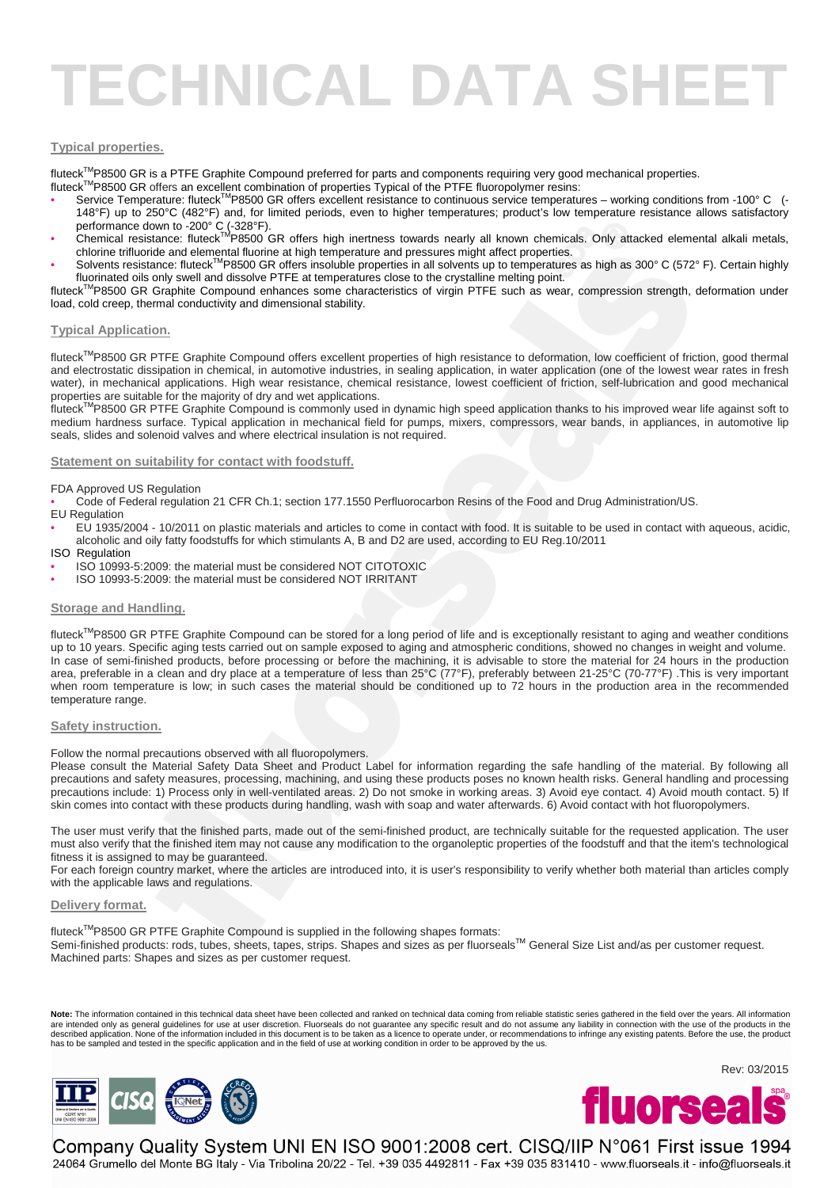# TECHNICAL DATA SHEET

## Typical properties.

fluteck[TM]P8500 GR is a PTFE Graphite Compound preferred for parts and components requiring very good mechanical properties.
fluteck[TM]P8500 GR offers an excellent combination of properties Typical of the PTFE fluoropolymer resins:

- Service Temperature: fluteck[TM]P8500 GR offers excellent resistance to continuous service temperatures – working conditions from -100° C (-148°F) up to 250°C (482°F) and, for limited periods, even to higher temperatures; product's low temperature resistance allows satisfactory performance down to -200° C (-328°F).
- Chemical resistance: fluteck[TM]P8500 GR offers high inertness towards nearly all known chemicals. Only attacked elemental alkali metals, chlorine trifluoride and elemental fluorine at high temperature and pressures might affect properties.
- Solvents resistance: fluteck[TM]P8500 GR offers insoluble properties in all solvents up to temperatures as high as 300° C (572° F). Certain highly fluorinated oils only swell and dissolve PTFE at temperatures close to the crystalline melting point.

fluteck[TM]P8500 GR Graphite Compound enhances some characteristics of virgin PTFE such as wear, compression strength, deformation under load, cold creep, thermal conductivity and dimensional stability.

## Typical Application.

fluteck[TM]P8500 GR PTFE Graphite Compound offers excellent properties of high resistance to deformation, low coefficient of friction, good thermal and electrostatic dissipation in chemical, in automotive industries, in sealing application, in water application (one of the lowest wear rates in fresh water), in mechanical applications. High wear resistance, chemical resistance, lowest coefficient of friction, self-lubrication and good mechanical properties are suitable for the majority of dry and wet applications.
fluteck[TM]P8500 GR PTFE Graphite Compound is commonly used in dynamic high speed application thanks to his improved wear life against soft to medium hardness surface. Typical application in mechanical field for pumps, mixers, compressors, wear bands, in appliances, in automotive lip seals, slides and solenoid valves and where electrical insulation is not required.

## Statement on suitability for contact with foodstuff.

FDA Approved US Regulation

- Code of Federal regulation 21 CFR Ch.1; section 177.1550 Perfluorocarbon Resins of the Food and Drug Administration/US.

EU Regulation

- EU 1935/2004 - 10/2011 on plastic materials and articles to come in contact with food. It is suitable to be used in contact with aqueous, acidic, alcoholic and oily fatty foodstuffs for which stimulants A, B and D2 are used, according to EU Reg.10/2011

ISO Regulation

- ISO 10993-5:2009: the material must be considered NOT CITOTOXIC
- ISO 10993-5:2009: the material must be considered NOT IRRITANT

## Storage and Handling.

fluteck[TM]P8500 GR PTFE Graphite Compound can be stored for a long period of life and is exceptionally resistant to aging and weather conditions up to 10 years. Specific aging tests carried out on sample exposed to aging and atmospheric conditions, showed no changes in weight and volume.
In case of semi-finished products, before processing or before the machining, it is advisable to store the material for 24 hours in the production area, preferable in a clean and dry place at a temperature of less than 25°C (77°F), preferably between 21-25°C (70-77°F) .This is very important when room temperature is low; in such cases the material should be conditioned up to 72 hours in the production area in the recommended temperature range.

## Safety instruction.

Follow the normal precautions observed with all fluoropolymers.
Please consult the Material Safety Data Sheet and Product Label for information regarding the safe handling of the material. By following all precautions and safety measures, processing, machining, and using these products poses no known health risks. General handling and processing precautions include: 1) Process only in well-ventilated areas. 2) Do not smoke in working areas. 3) Avoid eye contact. 4) Avoid mouth contact. 5) If skin comes into contact with these products during handling, wash with soap and water afterwards. 6) Avoid contact with hot fluoropolymers.

The user must verify that the finished parts, made out of the semi-finished product, are technically suitable for the requested application. The user must also verify that the finished item may not cause any modification to the organoleptic properties of the foodstuff and that the item's technological fitness it is assigned to may be guaranteed.
For each foreign country market, where the articles are introduced into, it is user's responsibility to verify whether both material than articles comply with the applicable laws and regulations.

## Delivery format.

fluteck[TM]P8500 GR PTFE Graphite Compound is supplied in the following shapes formats:
Semi-finished products: rods, tubes, sheets, tapes, strips. Shapes and sizes as per fluorseals[TM] General Size List and/as per customer request.
Machined parts: Shapes and sizes as per customer request.

**Note:** The information contained in this technical data sheet have been collected and ranked on technical data coming from reliable statistic series gathered in the field over the years. All information are intended only as general guidelines for use at user discretion. Fluorseals do not guarantee any specific result and do not assume any liability in connection with the use of the products in the described application. None of the information included in this document is to be taken as a licence to operate under, or recommendations to infringe any existing patents. Before the use, the product has to be sampled and tested in the specific application and in the field of use at working condition in order to be approved by the us.

Rev: 03/2015

Company Quality System UNI EN ISO 9001:2008 cert. CISQ/IIP N°061 First issue 1994
24064 Grumello del Monte BG Italy - Via Tribolina 20/22 - Tel. +39 035 4492811 - Fax +39 035 831410 - www.fluorseals.it - info@fluorseals.it